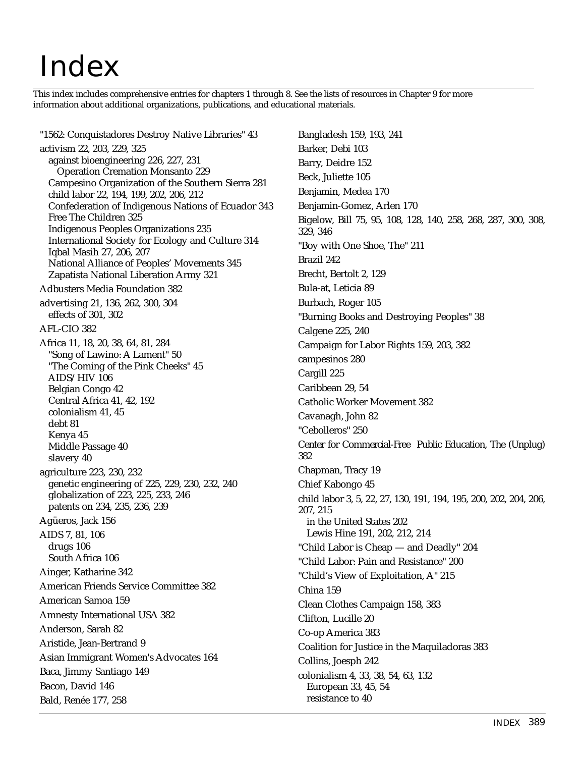# Index

This index includes comprehensive entries for chapters 1 through 8. See the lists of resources in Chapter 9 for more information about additional organizations, publications, and educational materials.

"1562: Conquistadores Destroy Native Libraries" 43
activism 22, 203, 229, 325
- against bioengineering 226, 227, 231
  - Operation Cremation Monsanto 229
- Campesino Organization of the Southern Sierra 281
- child labor 22, 194, 199, 202, 206, 212
- Confederation of Indigenous Nations of Ecuador 343
- Free The Children 325
- Indigenous Peoples Organizations 235
- International Society for Ecology and Culture 314
- Iqbal Masih 27, 206, 207
- National Alliance of Peoples' Movements 345
- Zapatista National Liberation Army 321

Adbusters Media Foundation 382
advertising 21, 136, 262, 300, 304
- effects of 301, 302

AFL-CIO 382
Africa 11, 18, 20, 38, 64, 81, 284
- "Song of Lawino: A Lament" 50
- "The Coming of the Pink Cheeks" 45
- AIDS/HIV 106
- Belgian Congo 42
- Central Africa 41, 42, 192
- colonialism 41, 45
- debt 81
- Kenya 45
- Middle Passage 40
- slavery 40

agriculture 223, 230, 232
- genetic engineering of 225, 229, 230, 232, 240
- globalization of 223, 225, 233, 246
- patents on 234, 235, 236, 239

Agüeros, Jack 156
AIDS 7, 81, 106
- drugs 106
- South Africa 106

Ainger, Katharine 342
American Friends Service Committee 382
American Samoa 159
Amnesty International USA 382
Anderson, Sarah 82
Aristide, Jean-Bertrand 9
Asian Immigrant Women's Advocates 164
Baca, Jimmy Santiago 149
Bacon, David 146
Bald, Renée 177, 258
Bangladesh 159, 193, 241
Barker, Debi 103
Barry, Deidre 152
Beck, Juliette 105
Benjamin, Medea 170
Benjamin-Gomez, Arlen 170
Bigelow, Bill 75, 95, 108, 128, 140, 258, 268, 287, 300, 308, 329, 346
"Boy with One Shoe, The" 211
Brazil 242
Brecht, Bertolt 2, 129
Bula-at, Leticia 89
Burbach, Roger 105
"Burning Books and Destroying Peoples" 38
Calgene 225, 240
Campaign for Labor Rights 159, 203, 382
campesinos 280
Cargill 225
Caribbean 29, 54
Catholic Worker Movement 382
Cavanagh, John 82
"Cebolleros" 250
Center for Commercial-Free Public Education, The (Unplug) 382
Chapman, Tracy 19
Chief Kabongo 45
child labor 3, 5, 22, 27, 130, 191, 194, 195, 200, 202, 204, 206, 207, 215
- in the United States 202
- Lewis Hine 191, 202, 212, 214

"Child Labor is Cheap — and Deadly" 204
"Child Labor: Pain and Resistance" 200
"Child's View of Exploitation, A" 215
China 159
Clean Clothes Campaign 158, 383
Clifton, Lucille 20
Co-op America 383
Coalition for Justice in the Maquiladoras 383
Collins, Joesph 242
colonialism 4, 33, 38, 54, 63, 132
- European 33, 45, 54
- resistance to 40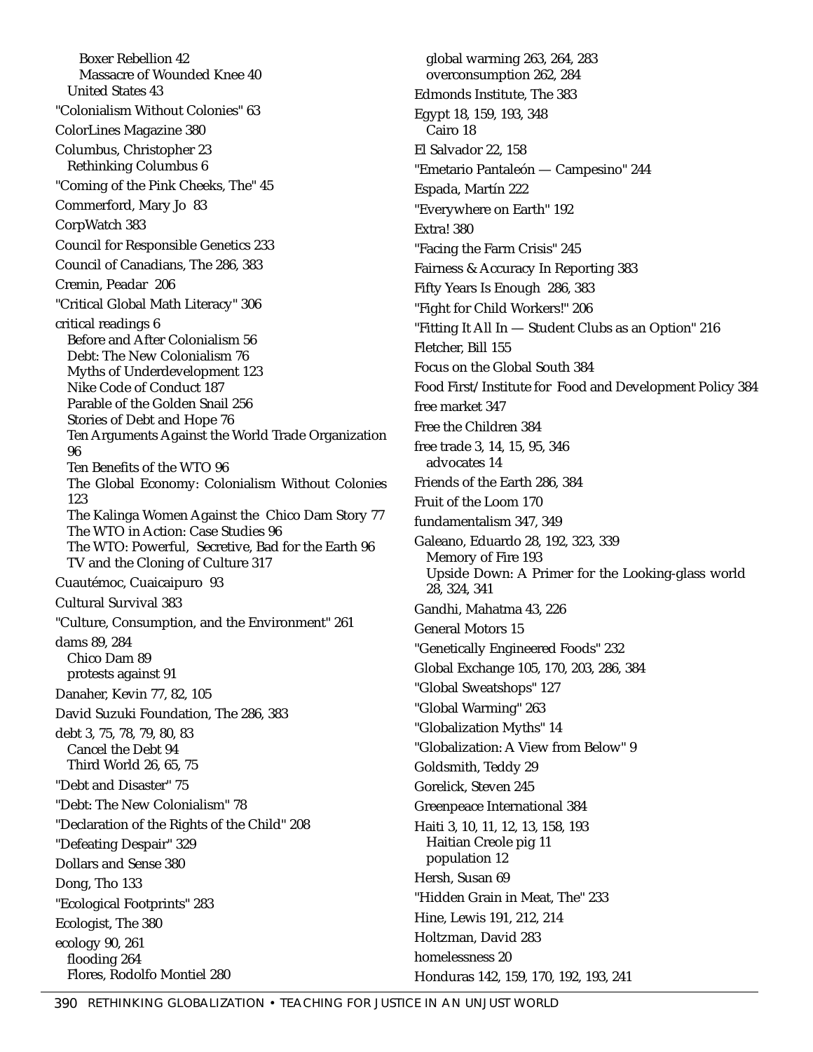Boxer Rebellion 42
Massacre of Wounded Knee 40
United States 43
"Colonialism Without Colonies" 63
ColorLines Magazine 380
Columbus, Christopher 23
Rethinking Columbus 6
"Coming of the Pink Cheeks, The" 45
Commerford, Mary Jo 83
CorpWatch 383
Council for Responsible Genetics 233
Council of Canadians, The 286, 383
Cremin, Peadar 206
"Critical Global Math Literacy" 306
critical readings 6
Before and After Colonialism 56
Debt: The New Colonialism 76
Myths of Underdevelopment 123
Nike Code of Conduct 187
Parable of the Golden Snail 256
Stories of Debt and Hope 76
Ten Arguments Against the World Trade Organization 96
Ten Benefits of the WTO 96
The Global Economy: Colonialism Without Colonies 123
The Kalinga Women Against the Chico Dam Story 77
The WTO in Action: Case Studies 96
The WTO: Powerful, Secretive, Bad for the Earth 96
TV and the Cloning of Culture 317
Cuautémoc, Cuaicaipuro 93
Cultural Survival 383
"Culture, Consumption, and the Environment" 261
dams 89, 284
Chico Dam 89
protests against 91
Danaher, Kevin 77, 82, 105
David Suzuki Foundation, The 286, 383
debt 3, 75, 78, 79, 80, 83
Cancel the Debt 94
Third World 26, 65, 75
"Debt and Disaster" 75
"Debt: The New Colonialism" 78
"Declaration of the Rights of the Child" 208
"Defeating Despair" 329
Dollars and Sense 380
Dong, Tho 133
"Ecological Footprints" 283
Ecologist, The 380
ecology 90, 261
flooding 264
Flores, Rodolfo Montiel 280
global warming 263, 264, 283
overconsumption 262, 284
Edmonds Institute, The 383
Egypt 18, 159, 193, 348
Cairo 18
El Salvador 22, 158
"Emetario Pantaleón — Campesino" 244
Espada, Martín 222
"Everywhere on Earth" 192
Extra! 380
"Facing the Farm Crisis" 245
Fairness & Accuracy In Reporting 383
Fifty Years Is Enough 286, 383
"Fight for Child Workers!" 206
"Fitting It All In — Student Clubs as an Option" 216
Fletcher, Bill 155
Focus on the Global South 384
Food First/Institute for Food and Development Policy 384
free market 347
Free the Children 384
free trade 3, 14, 15, 95, 346
advocates 14
Friends of the Earth 286, 384
Fruit of the Loom 170
fundamentalism 347, 349
Galeano, Eduardo 28, 192, 323, 339
Memory of Fire 193
Upside Down: A Primer for the Looking-glass world 28, 324, 341
Gandhi, Mahatma 43, 226
General Motors 15
"Genetically Engineered Foods" 232
Global Exchange 105, 170, 203, 286, 384
"Global Sweatshops" 127
"Global Warming" 263
"Globalization Myths" 14
"Globalization: A View from Below" 9
Goldsmith, Teddy 29
Gorelick, Steven 245
Greenpeace International 384
Haiti 3, 10, 11, 12, 13, 158, 193
Haitian Creole pig 11
population 12
Hersh, Susan 69
"Hidden Grain in Meat, The" 233
Hine, Lewis 191, 212, 214
Holtzman, David 283
homelessness 20
Honduras 142, 159, 170, 192, 193, 241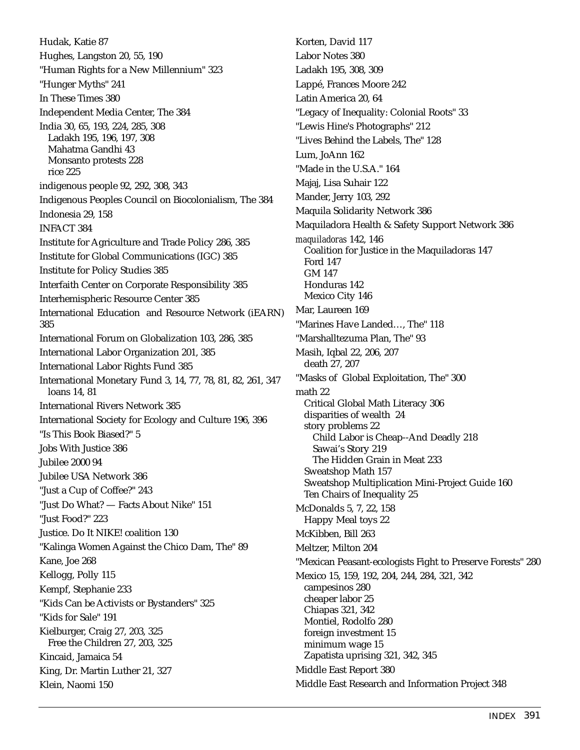Hudak, Katie 87
Hughes, Langston 20, 55, 190
"Human Rights for a New Millennium" 323
"Hunger Myths" 241
In These Times 380
Independent Media Center, The 384
India 30, 65, 193, 224, 285, 308
  Ladakh 195, 196, 197, 308
  Mahatma Gandhi 43
  Monsanto protests 228
  rice 225
indigenous people 92, 292, 308, 343
Indigenous Peoples Council on Biocolonialism, The 384
Indonesia 29, 158
INFACT 384
Institute for Agriculture and Trade Policy 286, 385
Institute for Global Communications (IGC) 385
Institute for Policy Studies 385
Interfaith Center on Corporate Responsibility 385
Interhemispheric Resource Center 385
International Education and Resource Network (iEARN) 385
International Forum on Globalization 103, 286, 385
International Labor Organization 201, 385
International Labor Rights Fund 385
International Monetary Fund 3, 14, 77, 78, 81, 82, 261, 347
  loans 14, 81
International Rivers Network 385
International Society for Ecology and Culture 196, 396
"Is This Book Biased?" 5
Jobs With Justice 386
Jubilee 2000 94
Jubilee USA Network 386
"Just a Cup of Coffee?" 243
"Just Do What? — Facts About Nike" 151
"Just Food?" 223
Justice. Do It NIKE! coalition 130
"Kalinga Women Against the Chico Dam, The" 89
Kane, Joe 268
Kellogg, Polly 115
Kempf, Stephanie 233
"Kids Can be Activists or Bystanders" 325
"Kids for Sale" 191
Kielburger, Craig 27, 203, 325
  Free the Children 27, 203, 325
Kincaid, Jamaica 54
King, Dr. Martin Luther 21, 327
Klein, Naomi 150
Korten, David 117
Labor Notes 380
Ladakh 195, 308, 309
Lappé, Frances Moore 242
Latin America 20, 64
"Legacy of Inequality: Colonial Roots" 33
"Lewis Hine's Photographs" 212
"Lives Behind the Labels, The" 128
Lum, JoAnn 162
"Made in the U.S.A." 164
Majaj, Lisa Suhair 122
Mander, Jerry 103, 292
Maquila Solidarity Network 386
Maquiladora Health & Safety Support Network 386
*maquiladoras* 142, 146
  Coalition for Justice in the Maquiladoras 147
  Ford 147
  GM 147
  Honduras 142
  Mexico City 146
Mar, Laureen 169
"Marines Have Landed…, The" 118
"Marshalltezuma Plan, The" 93
Masih, Iqbal 22, 206, 207
  death 27, 207
"Masks of Global Exploitation, The" 300
math 22
  Critical Global Math Literacy 306
  disparities of wealth 24
  story problems 22
    Child Labor is Cheap--And Deadly 218
    Sawai's Story 219
    The Hidden Grain in Meat 233
  Sweatshop Math 157
  Sweatshop Multiplication Mini-Project Guide 160
  Ten Chairs of Inequality 25
McDonalds 5, 7, 22, 158
  Happy Meal toys 22
McKibben, Bill 263
Meltzer, Milton 204
"Mexican Peasant-ecologists Fight to Preserve Forests" 280
Mexico 15, 159, 192, 204, 244, 284, 321, 342
  campesinos 280
  cheaper labor 25
  Chiapas 321, 342
  Montiel, Rodolfo 280
  foreign investment 15
  minimum wage 15
  Zapatista uprising 321, 342, 345
Middle East Report 380
Middle East Research and Information Project 348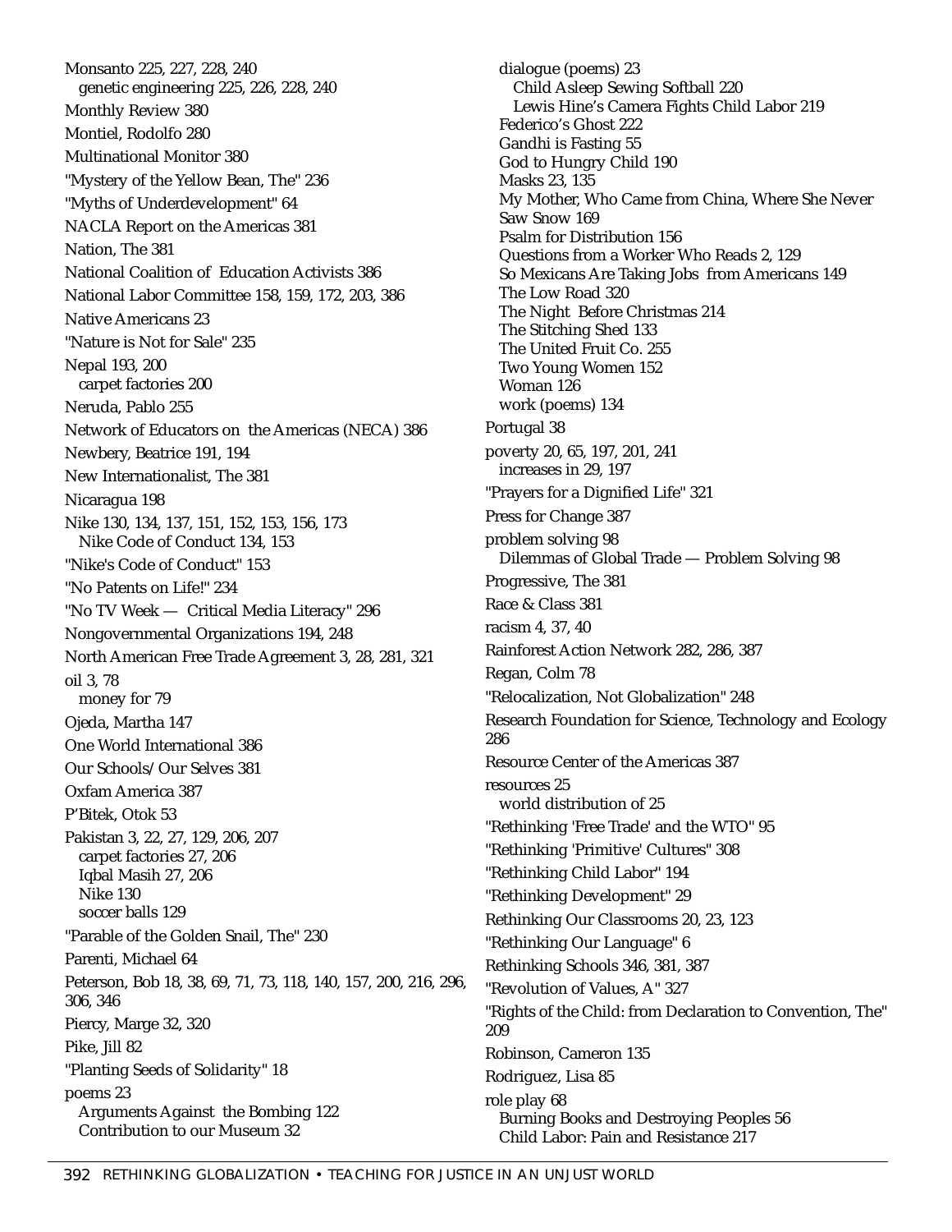Monsanto 225, 227, 228, 240
  genetic engineering 225, 226, 228, 240
Monthly Review 380
Montiel, Rodolfo 280
Multinational Monitor 380
"Mystery of the Yellow Bean, The" 236
"Myths of Underdevelopment" 64
NACLA Report on the Americas 381
Nation, The 381
National Coalition of Education Activists 386
National Labor Committee 158, 159, 172, 203, 386
Native Americans 23
"Nature is Not for Sale" 235
Nepal 193, 200
  carpet factories 200
Neruda, Pablo 255
Network of Educators on the Americas (NECA) 386
Newbery, Beatrice 191, 194
New Internationalist, The 381
Nicaragua 198
Nike 130, 134, 137, 151, 152, 153, 156, 173
  Nike Code of Conduct 134, 153
"Nike's Code of Conduct" 153
"No Patents on Life!" 234
"No TV Week — Critical Media Literacy" 296
Nongovernmental Organizations 194, 248
North American Free Trade Agreement 3, 28, 281, 321
oil 3, 78
  money for 79
Ojeda, Martha 147
One World International 386
Our Schools/Our Selves 381
Oxfam America 387
P'Bitek, Otok 53
Pakistan 3, 22, 27, 129, 206, 207
  carpet factories 27, 206
  Iqbal Masih 27, 206
  Nike 130
  soccer balls 129
"Parable of the Golden Snail, The" 230
Parenti, Michael 64
Peterson, Bob 18, 38, 69, 71, 73, 118, 140, 157, 200, 216, 296, 306, 346
Piercy, Marge 32, 320
Pike, Jill 82
"Planting Seeds of Solidarity" 18
poems 23
  Arguments Against the Bombing 122
  Contribution to our Museum 32
  dialogue (poems) 23
    Child Asleep Sewing Softball 220
    Lewis Hine's Camera Fights Child Labor 219
  Federico's Ghost 222
  Gandhi is Fasting 55
  God to Hungry Child 190
  Masks 23, 135
  My Mother, Who Came from China, Where She Never Saw Snow 169
  Psalm for Distribution 156
  Questions from a Worker Who Reads 2, 129
  So Mexicans Are Taking Jobs from Americans 149
  The Low Road 320
  The Night Before Christmas 214
  The Stitching Shed 133
  The United Fruit Co. 255
  Two Young Women 152
  Woman 126
  work (poems) 134
Portugal 38
poverty 20, 65, 197, 201, 241
  increases in 29, 197
"Prayers for a Dignified Life" 321
Press for Change 387
problem solving 98
  Dilemmas of Global Trade — Problem Solving 98
Progressive, The 381
Race & Class 381
racism 4, 37, 40
Rainforest Action Network 282, 286, 387
Regan, Colm 78
"Relocalization, Not Globalization" 248
Research Foundation for Science, Technology and Ecology 286
Resource Center of the Americas 387
resources 25
  world distribution of 25
"Rethinking 'Free Trade' and the WTO" 95
"Rethinking 'Primitive' Cultures" 308
"Rethinking Child Labor" 194
"Rethinking Development" 29
Rethinking Our Classrooms 20, 23, 123
"Rethinking Our Language" 6
Rethinking Schools 346, 381, 387
"Revolution of Values, A" 327
"Rights of the Child: from Declaration to Convention, The" 209
Robinson, Cameron 135
Rodriguez, Lisa 85
role play 68
  Burning Books and Destroying Peoples 56
  Child Labor: Pain and Resistance 217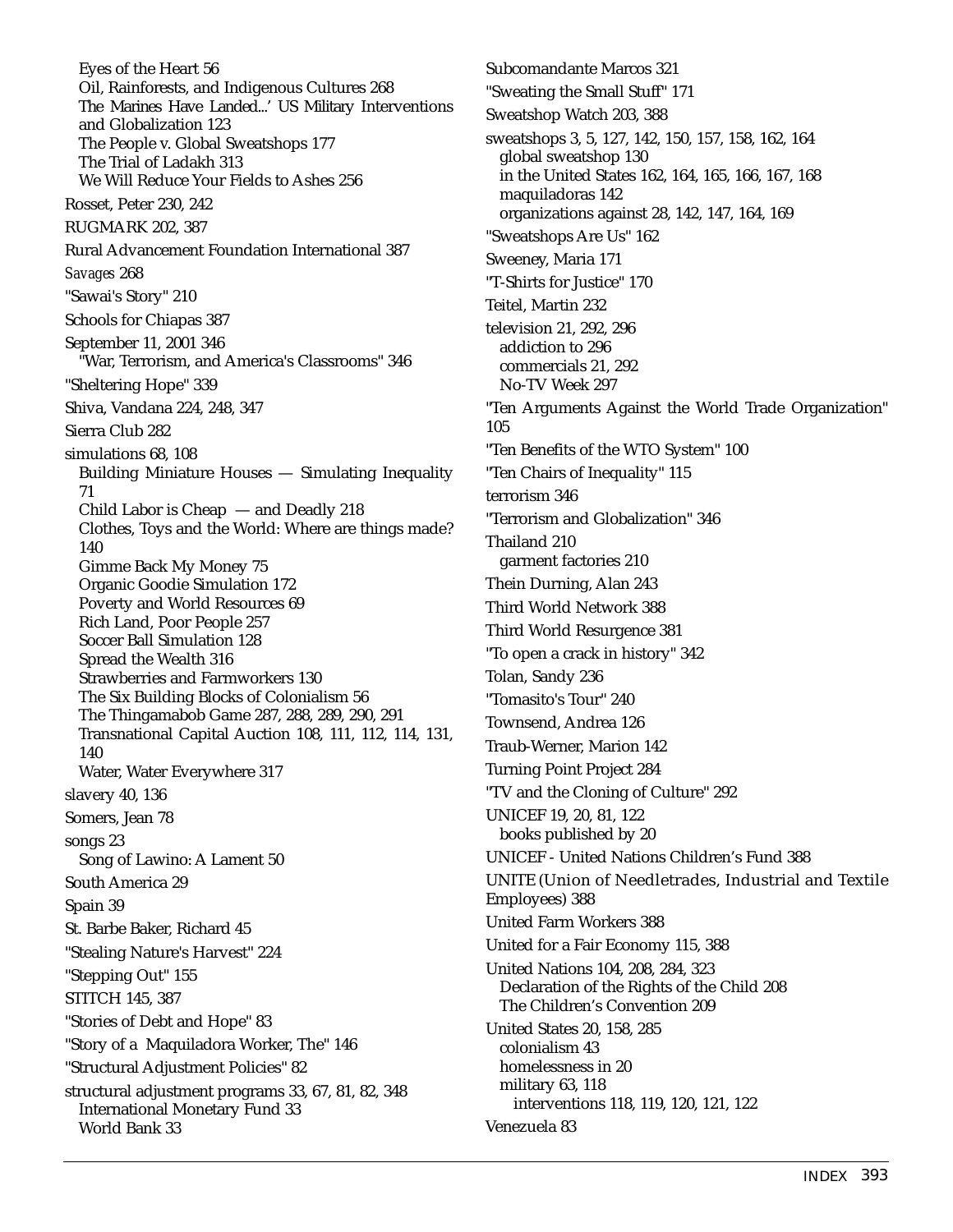Eyes of the Heart 56
    Oil, Rainforests, and Indigenous Cultures 268
    The Marines Have Landed...' US Military Interventions and Globalization 123
    The People v. Global Sweatshops 177
    The Trial of Ladakh 313
    We Will Reduce Your Fields to Ashes 256

Rosset, Peter 230, 242

RUGMARK 202, 387

Rural Advancement Foundation International 387

*Savages* 268

"Sawai's Story" 210

Schools for Chiapas 387

September 11, 2001 346
    "War, Terrorism, and America's Classrooms" 346

"Sheltering Hope" 339

Shiva, Vandana 224, 248, 347

Sierra Club 282

simulations 68, 108
    Building Miniature Houses — Simulating Inequality 71
    Child Labor is Cheap — and Deadly 218
    Clothes, Toys and the World: Where are things made? 140
    Gimme Back My Money 75
    Organic Goodie Simulation 172
    Poverty and World Resources 69
    Rich Land, Poor People 257
    Soccer Ball Simulation 128
    Spread the Wealth 316
    Strawberries and Farmworkers 130
    The Six Building Blocks of Colonialism 56
    The Thingamabob Game 287, 288, 289, 290, 291
    Transnational Capital Auction 108, 111, 112, 114, 131, 140
    Water, Water Everywhere 317

slavery 40, 136

Somers, Jean 78

songs 23
    Song of Lawino: A Lament 50

South America 29

Spain 39

St. Barbe Baker, Richard 45

"Stealing Nature's Harvest" 224

"Stepping Out" 155

STITCH 145, 387

"Stories of Debt and Hope" 83

"Story of a Maquiladora Worker, The" 146

"Structural Adjustment Policies" 82

structural adjustment programs 33, 67, 81, 82, 348
    International Monetary Fund 33
    World Bank 33

Subcomandante Marcos 321

"Sweating the Small Stuff" 171

Sweatshop Watch 203, 388

sweatshops 3, 5, 127, 142, 150, 157, 158, 162, 164
    global sweatshop 130
    in the United States 162, 164, 165, 166, 167, 168
    maquiladoras 142
    organizations against 28, 142, 147, 164, 169

"Sweatshops Are Us" 162

Sweeney, Maria 171

"T-Shirts for Justice" 170

Teitel, Martin 232

television 21, 292, 296
    addiction to 296
    commercials 21, 292
    No-TV Week 297

"Ten Arguments Against the World Trade Organization" 105

"Ten Benefits of the WTO System" 100

"Ten Chairs of Inequality" 115

terrorism 346

"Terrorism and Globalization" 346

Thailand 210
    garment factories 210

Thein Durning, Alan 243

Third World Network 388

Third World Resurgence 381

"To open a crack in history" 342

Tolan, Sandy 236

"Tomasito's Tour" 240

Townsend, Andrea 126

Traub-Werner, Marion 142

Turning Point Project 284

"TV and the Cloning of Culture" 292

UNICEF 19, 20, 81, 122
    books published by 20

UNICEF - United Nations Children's Fund 388

UNITE (Union of Needletrades, Industrial and Textile Employees) 388

United Farm Workers 388

United for a Fair Economy 115, 388

United Nations 104, 208, 284, 323
    Declaration of the Rights of the Child 208
    The Children's Convention 209

United States 20, 158, 285
    colonialism 43
    homelessness in 20
    military 63, 118
        interventions 118, 119, 120, 121, 122

Venezuela 83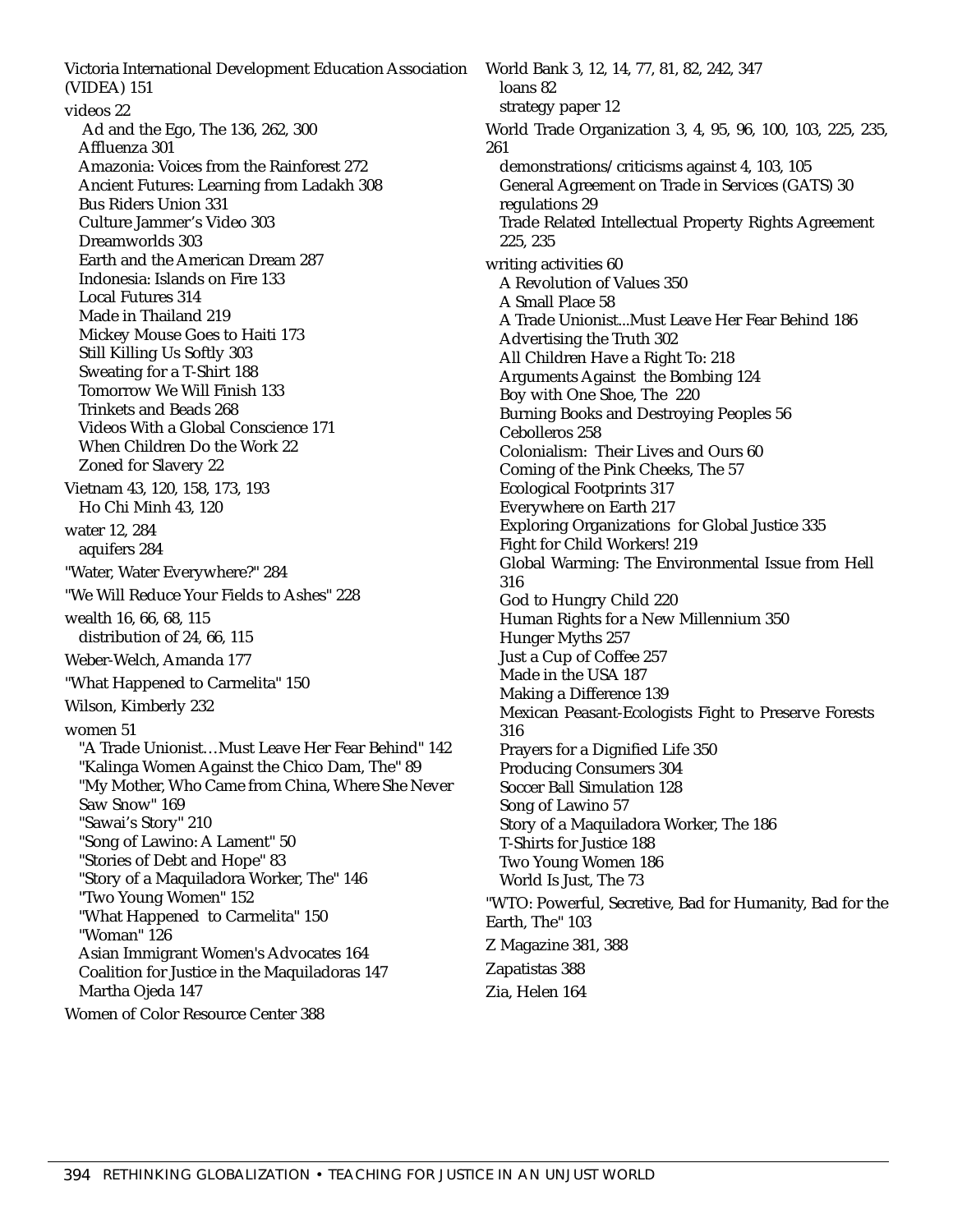Victoria International Development Education Association (VIDEA) 151

videos 22
- Ad and the Ego, The 136, 262, 300
- Affluenza 301
- Amazonia: Voices from the Rainforest 272
- Ancient Futures: Learning from Ladakh 308
- Bus Riders Union 331
- Culture Jammer's Video 303
- Dreamworlds 303
- Earth and the American Dream 287
- Indonesia: Islands on Fire 133
- Local Futures 314
- Made in Thailand 219
- Mickey Mouse Goes to Haiti 173
- Still Killing Us Softly 303
- Sweating for a T-Shirt 188
- Tomorrow We Will Finish 133
- Trinkets and Beads 268
- Videos With a Global Conscience 171
- When Children Do the Work 22
- Zoned for Slavery 22

Vietnam 43, 120, 158, 173, 193
- Ho Chi Minh 43, 120

water 12, 284
- aquifers 284

"Water, Water Everywhere?" 284

"We Will Reduce Your Fields to Ashes" 228

wealth 16, 66, 68, 115
- distribution of 24, 66, 115

Weber-Welch, Amanda 177

"What Happened to Carmelita" 150

Wilson, Kimberly 232

women 51
- "A Trade Unionist…Must Leave Her Fear Behind" 142
- "Kalinga Women Against the Chico Dam, The" 89
- "My Mother, Who Came from China, Where She Never Saw Snow" 169
- "Sawai's Story" 210
- "Song of Lawino: A Lament" 50
- "Stories of Debt and Hope" 83
- "Story of a Maquiladora Worker, The" 146
- "Two Young Women" 152
- "What Happened to Carmelita" 150
- "Woman" 126
- Asian Immigrant Women's Advocates 164
- Coalition for Justice in the Maquiladoras 147
- Martha Ojeda 147

Women of Color Resource Center 388

World Bank 3, 12, 14, 77, 81, 82, 242, 347
- loans 82
- strategy paper 12

World Trade Organization 3, 4, 95, 96, 100, 103, 225, 235, 261
- demonstrations/criticisms against 4, 103, 105
- General Agreement on Trade in Services (GATS) 30
- regulations 29
- Trade Related Intellectual Property Rights Agreement 225, 235

writing activities 60
- A Revolution of Values 350
- A Small Place 58
- A Trade Unionist...Must Leave Her Fear Behind 186
- Advertising the Truth 302
- All Children Have a Right To: 218
- Arguments Against the Bombing 124
- Boy with One Shoe, The 220
- Burning Books and Destroying Peoples 56
- Cebolleros 258
- Colonialism: Their Lives and Ours 60
- Coming of the Pink Cheeks, The 57
- Ecological Footprints 317
- Everywhere on Earth 217
- Exploring Organizations for Global Justice 335
- Fight for Child Workers! 219
- Global Warming: The Environmental Issue from Hell 316
- God to Hungry Child 220
- Human Rights for a New Millennium 350
- Hunger Myths 257
- Just a Cup of Coffee 257
- Made in the USA 187
- Making a Difference 139
- Mexican Peasant-Ecologists Fight to Preserve Forests 316
- Prayers for a Dignified Life 350
- Producing Consumers 304
- Soccer Ball Simulation 128
- Song of Lawino 57
- Story of a Maquiladora Worker, The 186
- T-Shirts for Justice 188
- Two Young Women 186
- World Is Just, The 73

"WTO: Powerful, Secretive, Bad for Humanity, Bad for the Earth, The" 103

Z Magazine 381, 388

Zapatistas 388

Zia, Helen 164